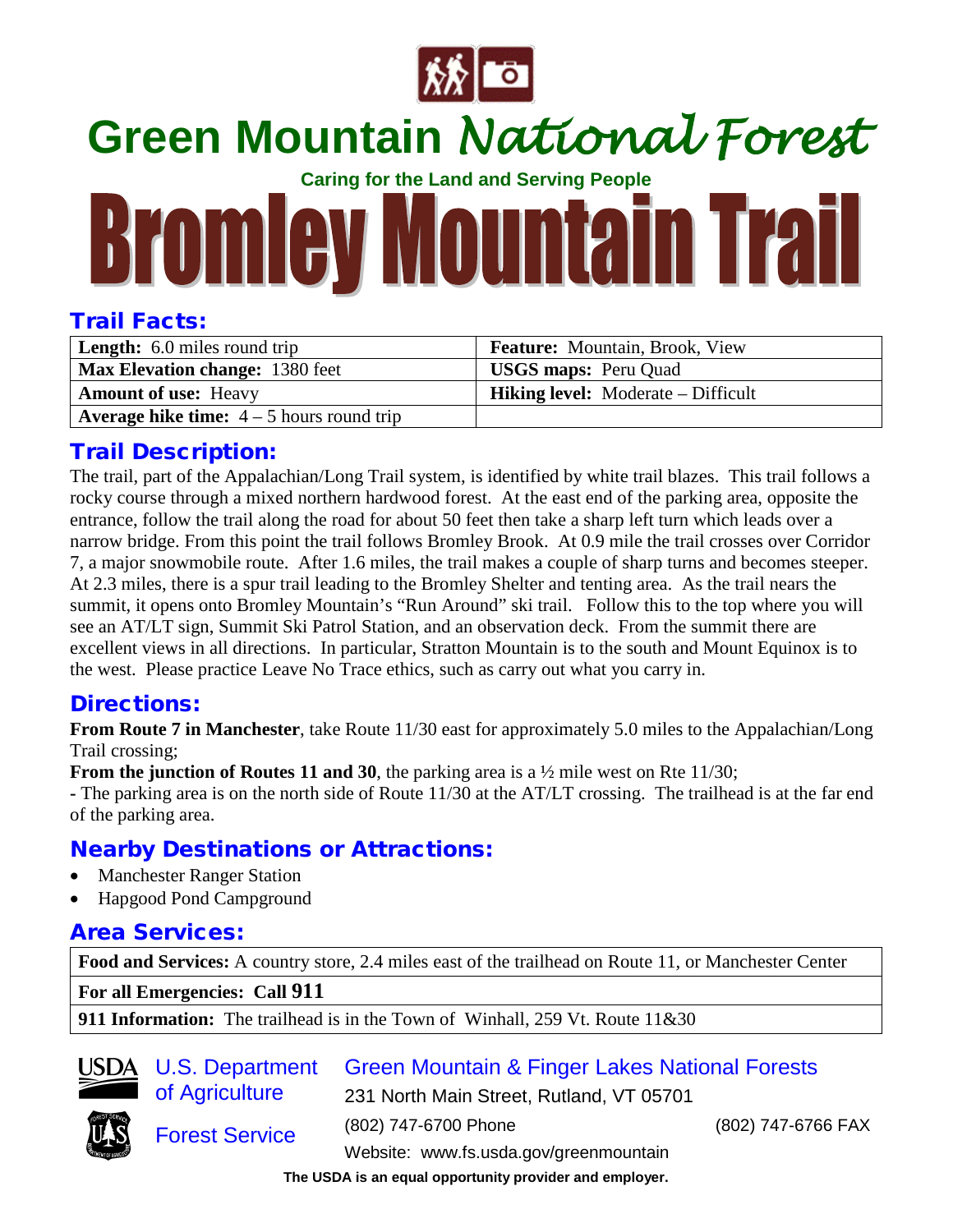# Green Mountain *National Forest*

**Caring for the Land and Serving People**

# Bromley Mountain Trail

## Trail Facts:

| | |
|---|---|
| **Length:** 6.0 miles round trip | **Feature:** Mountain, Brook, View |
| **Max Elevation change:** 1380 feet | **USGS maps:** Peru Quad |
| **Amount of use:** Heavy | **Hiking level:** Moderate – Difficult |
| **Average hike time:** 4 – 5 hours round trip | |

## Trail Description:

The trail, part of the Appalachian/Long Trail system, is identified by white trail blazes. This trail follows a rocky course through a mixed northern hardwood forest. At the east end of the parking area, opposite the entrance, follow the trail along the road for about 50 feet then take a sharp left turn which leads over a narrow bridge. From this point the trail follows Bromley Brook. At 0.9 mile the trail crosses over Corridor 7, a major snowmobile route. After 1.6 miles, the trail makes a couple of sharp turns and becomes steeper. At 2.3 miles, there is a spur trail leading to the Bromley Shelter and tenting area. As the trail nears the summit, it opens onto Bromley Mountain's "Run Around" ski trail. Follow this to the top where you will see an AT/LT sign, Summit Ski Patrol Station, and an observation deck. From the summit there are excellent views in all directions. In particular, Stratton Mountain is to the south and Mount Equinox is to the west. Please practice Leave No Trace ethics, such as carry out what you carry in.

## Directions:

**From Route 7 in Manchester**, take Route 11/30 east for approximately 5.0 miles to the Appalachian/Long Trail crossing;

**From the junction of Routes 11 and 30**, the parking area is a ½ mile west on Rte 11/30;

**-** The parking area is on the north side of Route 11/30 at the AT/LT crossing. The trailhead is at the far end of the parking area.

## Nearby Destinations or Attractions:

- Manchester Ranger Station
- Hapgood Pond Campground

## Area Services:

| |
|---|
| **Food and Services:** A country store, 2.4 miles east of the trailhead on Route 11, or Manchester Center |
| **For all Emergencies: Call 911** |
| **911 Information:** The trailhead is in the Town of Winhall, 259 Vt. Route 11&30 |

USDA U.S. Department of Agriculture

Forest Service

Green Mountain & Finger Lakes National Forests
231 North Main Street, Rutland, VT 05701
(802) 747-6700 Phone (802) 747-6766 FAX
Website: www.fs.usda.gov/greenmountain

**The USDA is an equal opportunity provider and employer.**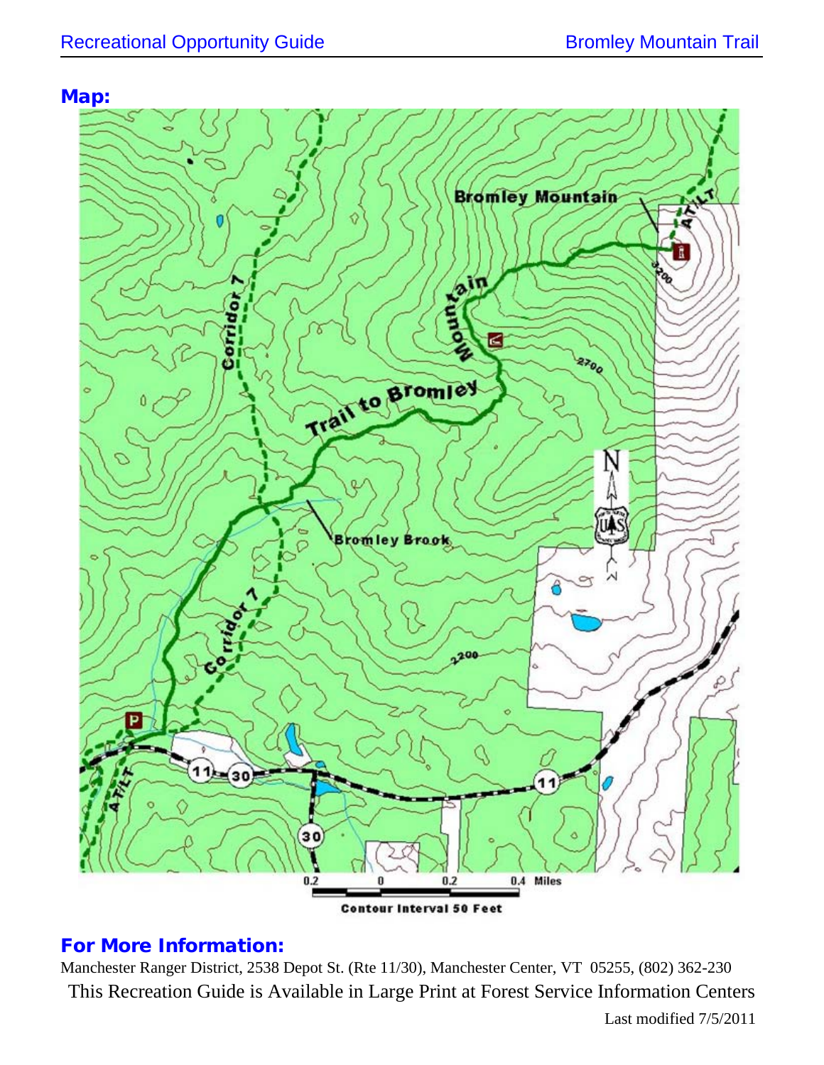## Map:

Bromley Mountain

AT/LT

3200

Mountain

2700

Trail to Bromley

Corridor 7

N

Bromley Brook

Corridor 7

2200

P

AT/LT

11

30

11

30

0.2 0 0.2 0.4 Miles

Contour Interval 50 Feet

## For More Information:

Manchester Ranger District, 2538 Depot St. (Rte 11/30), Manchester Center, VT 05255, (802) 362-230

This Recreation Guide is Available in Large Print at Forest Service Information Centers

Last modified 7/5/2011